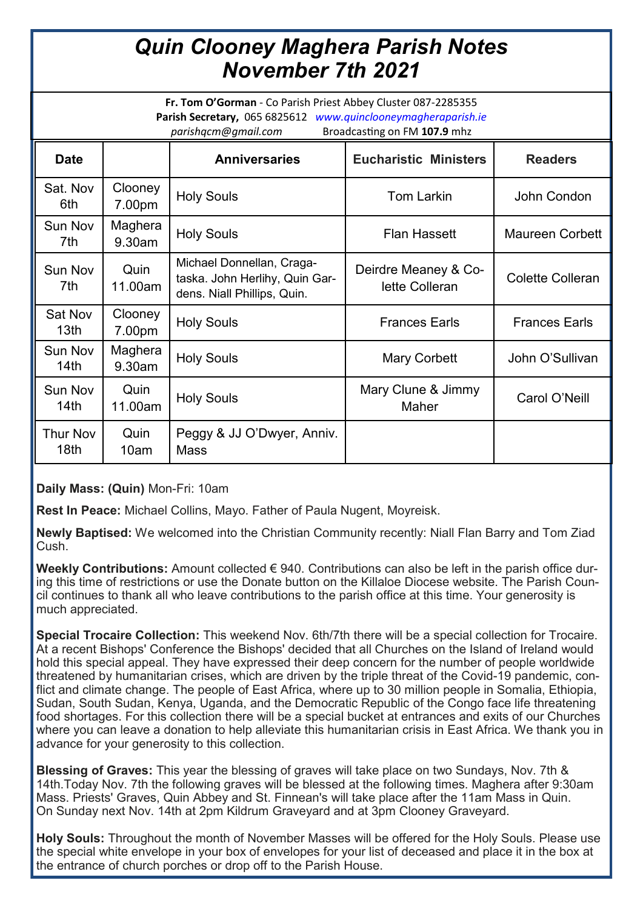# *Quin Clooney Maghera Parish Notes November 7th 2021*

**Fr. Tom O'Gorman** - Co Parish Priest Abbey Cluster 087-2285355
**Parish Secretary,** 065 6825612 *www.quinclooneymagheraparish.ie*
*parishqcm@gmail.com* Broadcasting on FM **107.9** mhz

| Date | | Anniversaries | Eucharistic Ministers | Readers |
|---|---|---|---|---|
| Sat. Nov 6th | Clooney 7.00pm | Holy Souls | Tom Larkin | John Condon |
| Sun Nov 7th | Maghera 9.30am | Holy Souls | Flan Hassett | Maureen Corbett |
| Sun Nov 7th | Quin 11.00am | Michael Donnellan, Cragataska. John Herlihy, Quin Gardens. Niall Phillips, Quin. | Deirdre Meaney & Colette Colleran | Colette Colleran |
| Sat Nov 13th | Clooney 7.00pm | Holy Souls | Frances Earls | Frances Earls |
| Sun Nov 14th | Maghera 9.30am | Holy Souls | Mary Corbett | John O'Sullivan |
| Sun Nov 14th | Quin 11.00am | Holy Souls | Mary Clune & Jimmy Maher | Carol O'Neill |
| Thur Nov 18th | Quin 10am | Peggy & JJ O'Dwyer, Anniv. Mass | | |

**Daily Mass: (Quin)** Mon-Fri: 10am

**Rest In Peace:** Michael Collins, Mayo. Father of Paula Nugent, Moyreisk.

**Newly Baptised:** We welcomed into the Christian Community recently: Niall Flan Barry and Tom Ziad Cush.

**Weekly Contributions:** Amount collected € 940. Contributions can also be left in the parish office during this time of restrictions or use the Donate button on the Killaloe Diocese website. The Parish Council continues to thank all who leave contributions to the parish office at this time. Your generosity is much appreciated.

**Special Trocaire Collection:** This weekend Nov. 6th/7th there will be a special collection for Trocaire. At a recent Bishops' Conference the Bishops' decided that all Churches on the Island of Ireland would hold this special appeal. They have expressed their deep concern for the number of people worldwide threatened by humanitarian crises, which are driven by the triple threat of the Covid-19 pandemic, conflict and climate change. The people of East Africa, where up to 30 million people in Somalia, Ethiopia, Sudan, South Sudan, Kenya, Uganda, and the Democratic Republic of the Congo face life threatening food shortages. For this collection there will be a special bucket at entrances and exits of our Churches where you can leave a donation to help alleviate this humanitarian crisis in East Africa. We thank you in advance for your generosity to this collection.

**Blessing of Graves:** This year the blessing of graves will take place on two Sundays, Nov. 7th & 14th.Today Nov. 7th the following graves will be blessed at the following times. Maghera after 9:30am Mass. Priests' Graves, Quin Abbey and St. Finnean's will take place after the 11am Mass in Quin. On Sunday next Nov. 14th at 2pm Kildrum Graveyard and at 3pm Clooney Graveyard.

**Holy Souls:** Throughout the month of November Masses will be offered for the Holy Souls. Please use the special white envelope in your box of envelopes for your list of deceased and place it in the box at the entrance of church porches or drop off to the Parish House.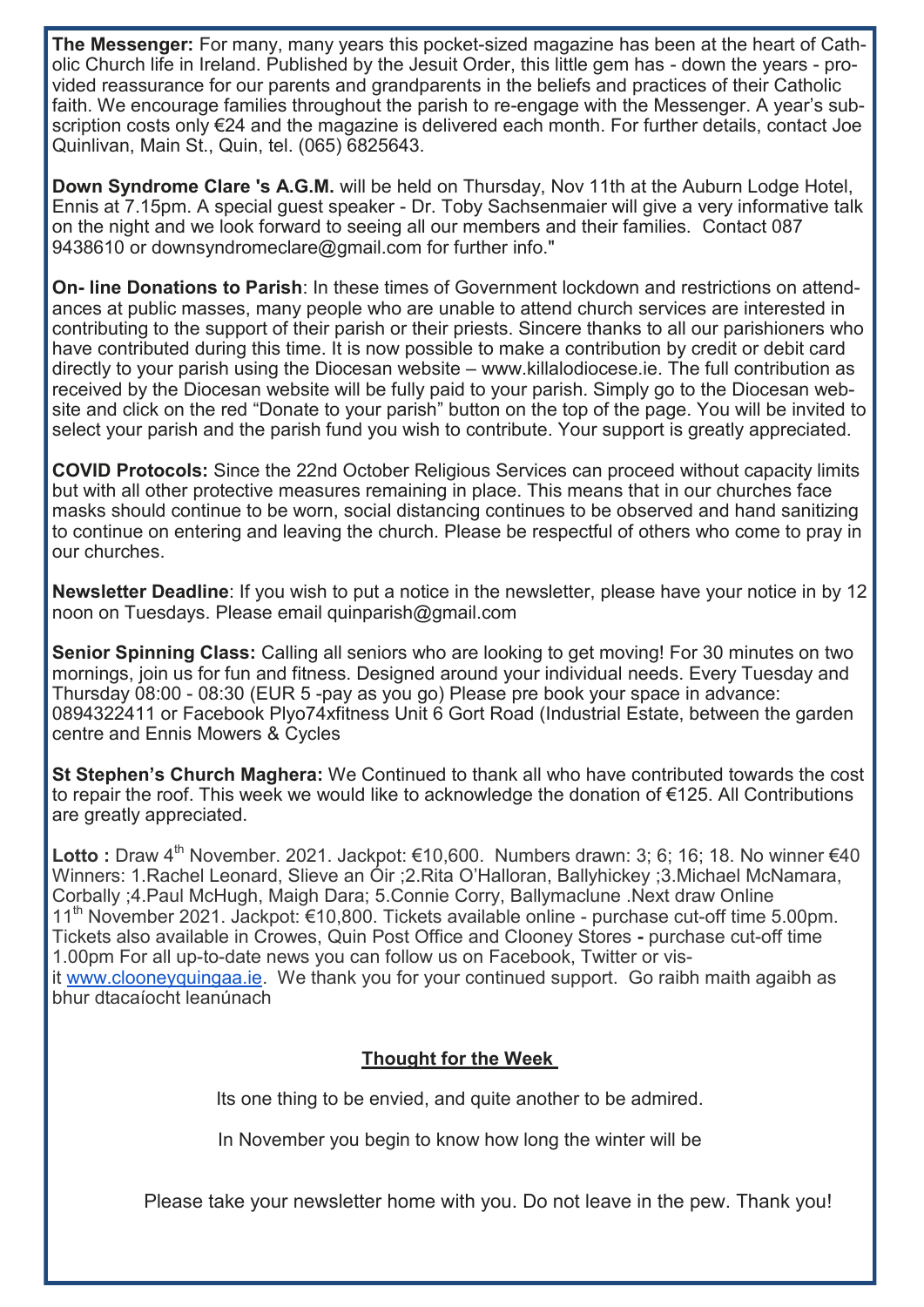**The Messenger:** For many, many years this pocket-sized magazine has been at the heart of Catholic Church life in Ireland. Published by the Jesuit Order, this little gem has - down the years - provided reassurance for our parents and grandparents in the beliefs and practices of their Catholic faith. We encourage families throughout the parish to re-engage with the Messenger. A year's subscription costs only €24 and the magazine is delivered each month. For further details, contact Joe Quinlivan, Main St., Quin, tel. (065) 6825643.

**Down Syndrome Clare 's A.G.M.** will be held on Thursday, Nov 11th at the Auburn Lodge Hotel, Ennis at 7.15pm. A special guest speaker - Dr. Toby Sachsenmaier will give a very informative talk on the night and we look forward to seeing all our members and their families. Contact 087 9438610 or downsyndromeclare@gmail.com for further info."

**On- line Donations to Parish**: In these times of Government lockdown and restrictions on attendances at public masses, many people who are unable to attend church services are interested in contributing to the support of their parish or their priests. Sincere thanks to all our parishioners who have contributed during this time. It is now possible to make a contribution by credit or debit card directly to your parish using the Diocesan website – www.killalodiocese.ie. The full contribution as received by the Diocesan website will be fully paid to your parish. Simply go to the Diocesan website and click on the red "Donate to your parish" button on the top of the page. You will be invited to select your parish and the parish fund you wish to contribute. Your support is greatly appreciated.

**COVID Protocols:** Since the 22nd October Religious Services can proceed without capacity limits but with all other protective measures remaining in place. This means that in our churches face masks should continue to be worn, social distancing continues to be observed and hand sanitizing to continue on entering and leaving the church. Please be respectful of others who come to pray in our churches.

**Newsletter Deadline**: If you wish to put a notice in the newsletter, please have your notice in by 12 noon on Tuesdays. Please email quinparish@gmail.com

**Senior Spinning Class:** Calling all seniors who are looking to get moving! For 30 minutes on two mornings, join us for fun and fitness. Designed around your individual needs. Every Tuesday and Thursday 08:00 - 08:30 (EUR 5 -pay as you go) Please pre book your space in advance: 0894322411 or Facebook Plyo74xfitness Unit 6 Gort Road (Industrial Estate, between the garden centre and Ennis Mowers & Cycles

**St Stephen's Church Maghera:** We Continued to thank all who have contributed towards the cost to repair the roof. This week we would like to acknowledge the donation of €125. All Contributions are greatly appreciated.

**Lotto :** Draw 4th November. 2021. Jackpot: €10,600. Numbers drawn: 3; 6; 16; 18. No winner €40 Winners: 1.Rachel Leonard, Slieve an Óir ;2.Rita O'Halloran, Ballyhickey ;3.Michael McNamara, Corbally ;4.Paul McHugh, Maigh Dara; 5.Connie Corry, Ballymaclune .Next draw Online 11th November 2021. Jackpot: €10,800. Tickets available online - purchase cut-off time 5.00pm. Tickets also available in Crowes, Quin Post Office and Clooney Stores **-** purchase cut-off time 1.00pm For all up-to-date news you can follow us on Facebook, Twitter or visit www.clooneyquingaa.ie. We thank you for your continued support. Go raibh maith agaibh as bhur dtacaíocht leanúnach

**Thought for the Week**

Its one thing to be envied, and quite another to be admired.

In November you begin to know how long the winter will be

Please take your newsletter home with you. Do not leave in the pew. Thank you!